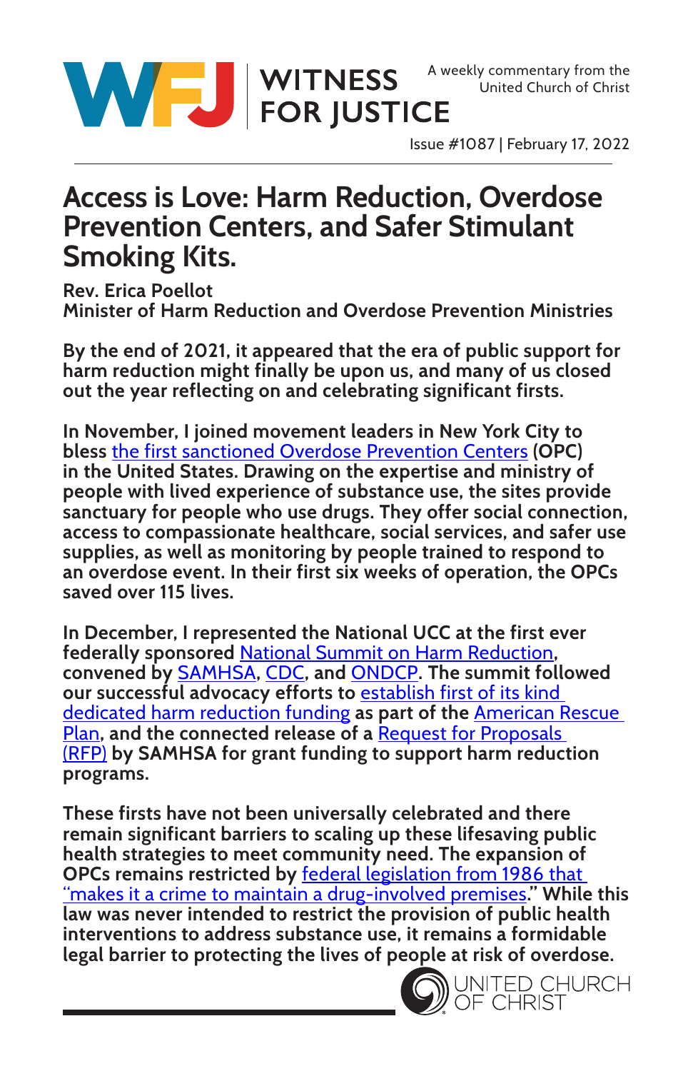WITNESS FOR JUSTICE

A weekly commentary from the United Church of Christ

Issue #1087 | February 17, 2022

# Access is Love: Harm Reduction, Overdose Prevention Centers, and Safer Stimulant Smoking Kits.

**Rev. Erica Poellot**
**Minister of Harm Reduction and Overdose Prevention Ministries**

By the end of 2021, it appeared that the era of public support for harm reduction might finally be upon us, and many of us closed out the year reflecting on and celebrating significant firsts.

In November, I joined movement leaders in New York City to bless the first sanctioned Overdose Prevention Centers (OPC) in the United States. Drawing on the expertise and ministry of people with lived experience of substance use, the sites provide sanctuary for people who use drugs. They offer social connection, access to compassionate healthcare, social services, and safer use supplies, as well as monitoring by people trained to respond to an overdose event. In their first six weeks of operation, the OPCs saved over 115 lives.

In December, I represented the National UCC at the first ever federally sponsored National Summit on Harm Reduction, convened by SAMHSA, CDC, and ONDCP. The summit followed our successful advocacy efforts to establish first of its kind dedicated harm reduction funding as part of the American Rescue Plan, and the connected release of a Request for Proposals (RFP) by SAMHSA for grant funding to support harm reduction programs.

These firsts have not been universally celebrated and there remain significant barriers to scaling up these lifesaving public health strategies to meet community need. The expansion of OPCs remains restricted by federal legislation from 1986 that "makes it a crime to maintain a drug-involved premises." While this law was never intended to restrict the provision of public health interventions to address substance use, it remains a formidable legal barrier to protecting the lives of people at risk of overdose.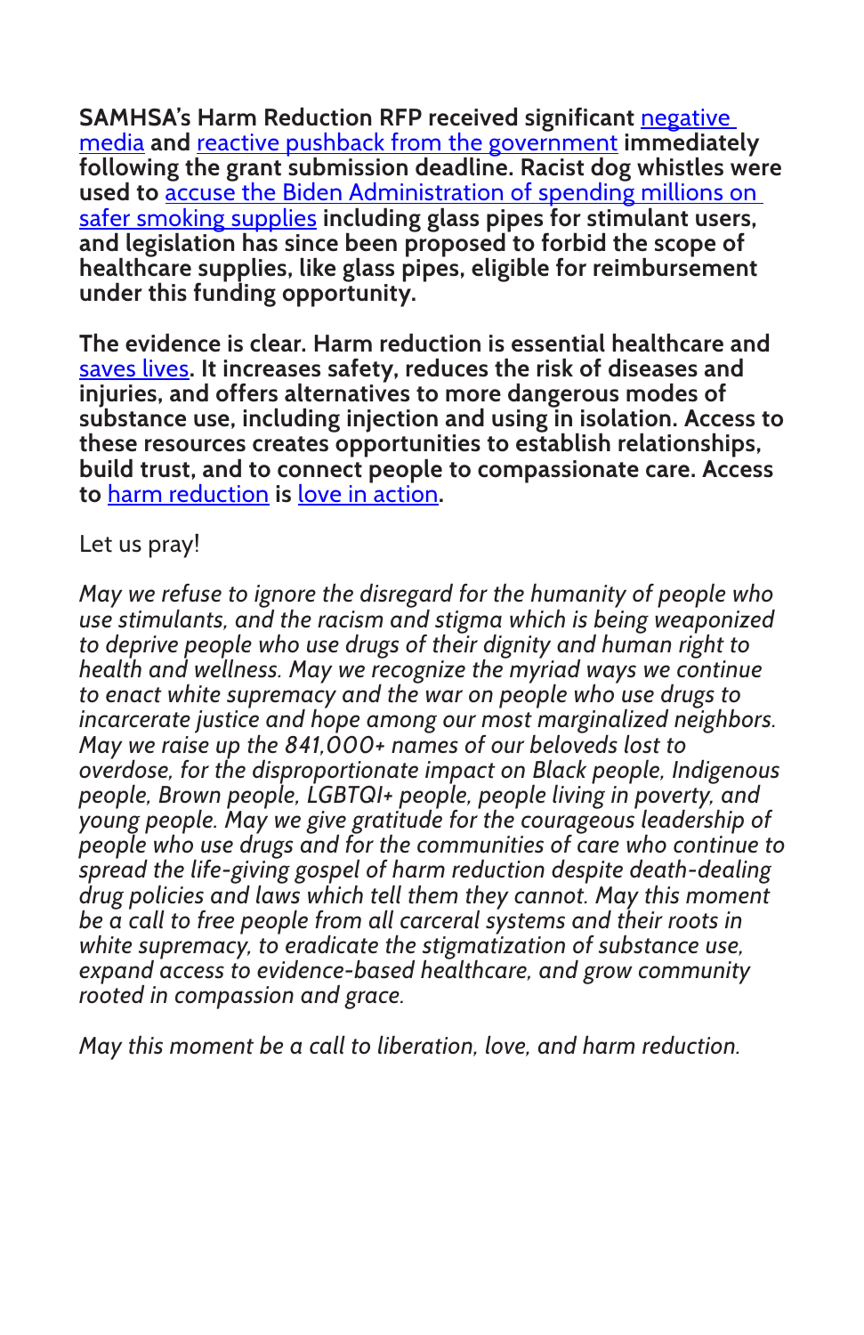**SAMHSA's Harm Reduction RFP received significant negative media and reactive pushback from the government immediately following the grant submission deadline. Racist dog whistles were used to accuse the Biden Administration of spending millions on safer smoking supplies including glass pipes for stimulant users, and legislation has since been proposed to forbid the scope of healthcare supplies, like glass pipes, eligible for reimbursement under this funding opportunity.**

**The evidence is clear. Harm reduction is essential healthcare and saves lives. It increases safety, reduces the risk of diseases and injuries, and offers alternatives to more dangerous modes of substance use, including injection and using in isolation. Access to these resources creates opportunities to establish relationships, build trust, and to connect people to compassionate care. Access to harm reduction is love in action.**

Let us pray!

*May we refuse to ignore the disregard for the humanity of people who use stimulants, and the racism and stigma which is being weaponized to deprive people who use drugs of their dignity and human right to health and wellness. May we recognize the myriad ways we continue to enact white supremacy and the war on people who use drugs to incarcerate justice and hope among our most marginalized neighbors. May we raise up the 841,000+ names of our beloveds lost to overdose, for the disproportionate impact on Black people, Indigenous people, Brown people, LGBTQI+ people, people living in poverty, and young people. May we give gratitude for the courageous leadership of people who use drugs and for the communities of care who continue to spread the life-giving gospel of harm reduction despite death-dealing drug policies and laws which tell them they cannot. May this moment be a call to free people from all carceral systems and their roots in white supremacy, to eradicate the stigmatization of substance use, expand access to evidence-based healthcare, and grow community rooted in compassion and grace.*

*May this moment be a call to liberation, love, and harm reduction.*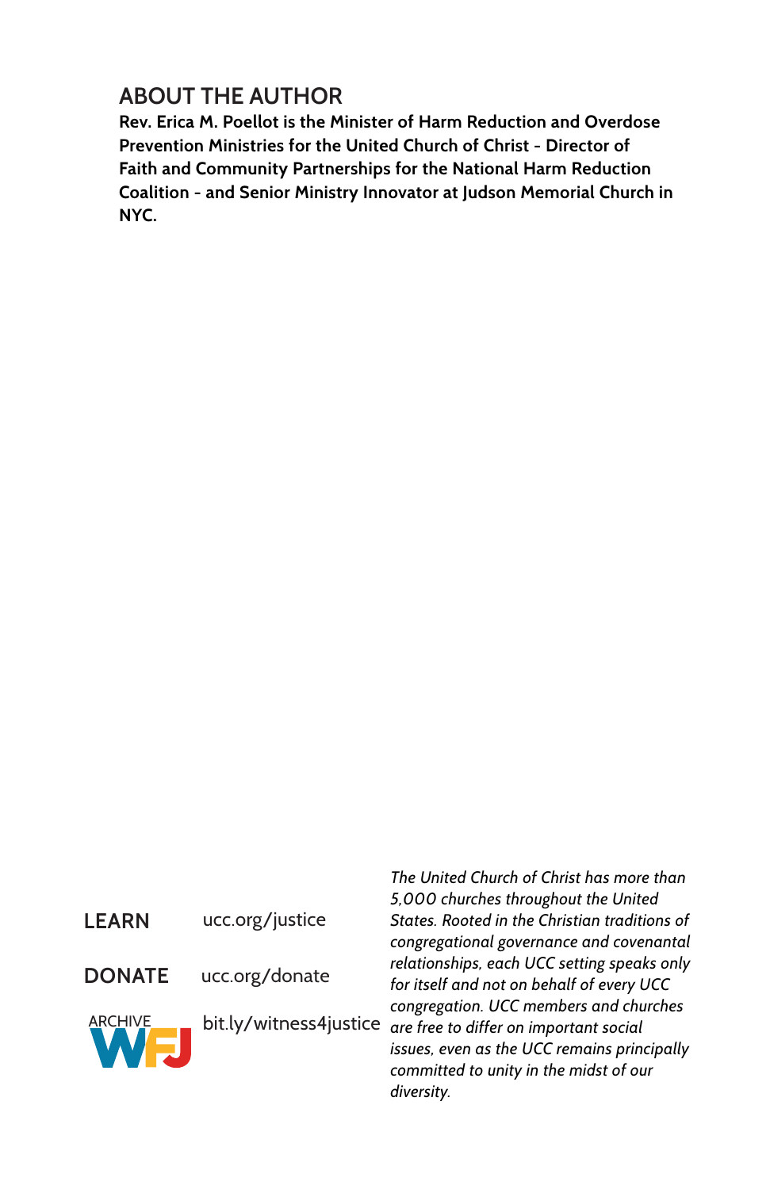## ABOUT THE AUTHOR

**Rev. Erica M. Poellot is the Minister of Harm Reduction and Overdose Prevention Ministries for the United Church of Christ - Director of Faith and Community Partnerships for the National Harm Reduction Coalition - and Senior Ministry Innovator at Judson Memorial Church in NYC.**

**LEARN** ucc.org/justice

**DONATE** ucc.org/donate

ARCHIVE WFJ bit.ly/witness4justice

*The United Church of Christ has more than 5,000 churches throughout the United States. Rooted in the Christian traditions of congregational governance and covenantal relationships, each UCC setting speaks only for itself and not on behalf of every UCC congregation. UCC members and churches are free to differ on important social issues, even as the UCC remains principally committed to unity in the midst of our diversity.*